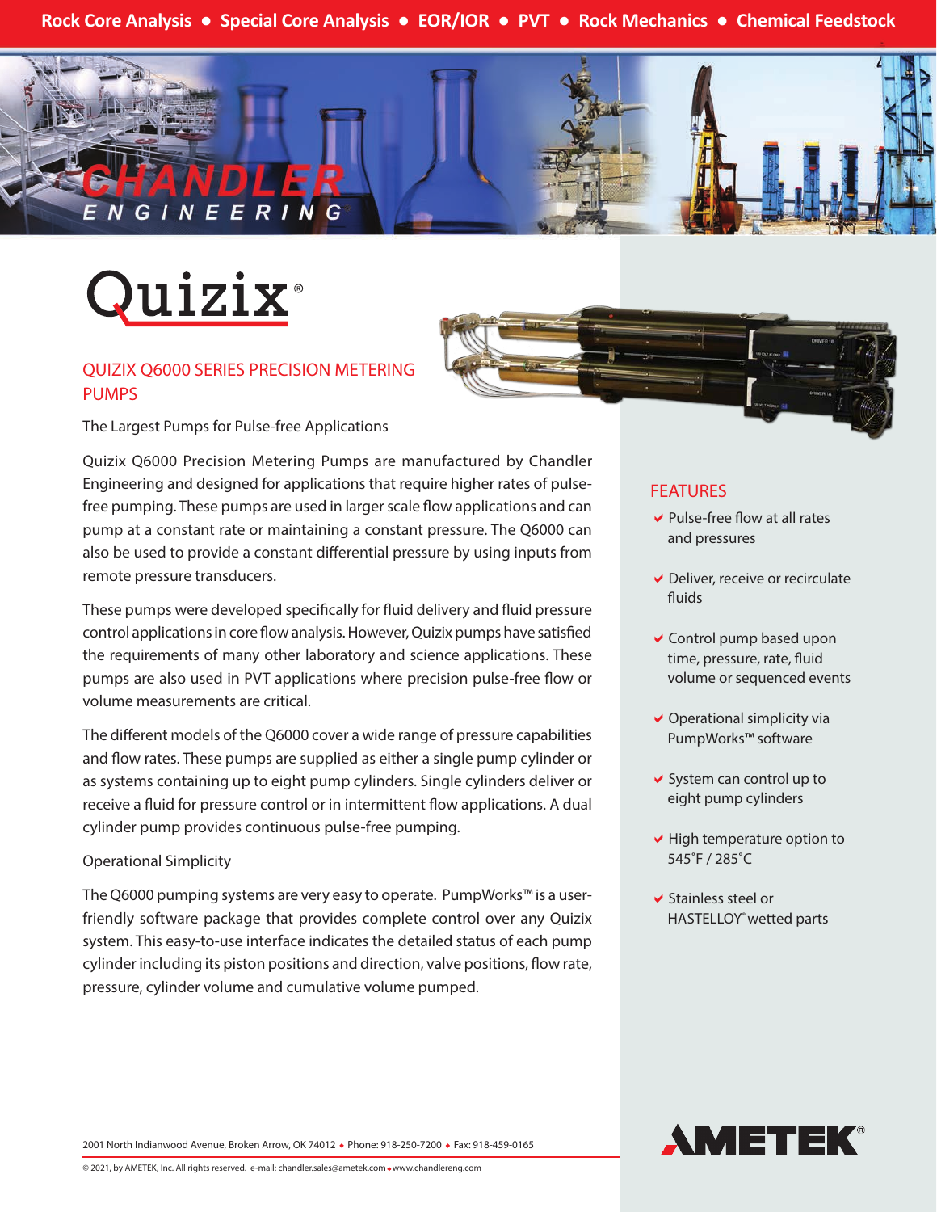Rock Core Analysis • Special Core Analysis • EOR/IOR • PVT • Rock Mechanics • Chemical Feedstock

# Quizix®

## QUIZIX Q6000 SERIES PRECISION METERING PUMPS

The Largest Pumps for Pulse-free Applications

Quizix Q6000 Precision Metering Pumps are manufactured by Chandler Engineering and designed for applications that require higher rates of pulse-free pumping. These pumps are used in larger scale flow applications and can pump at a constant rate or maintaining a constant pressure. The Q6000 can also be used to provide a constant differential pressure by using inputs from remote pressure transducers.

These pumps were developed specifically for fluid delivery and fluid pressure control applications in core flow analysis. However, Quizix pumps have satisfied the requirements of many other laboratory and science applications. These pumps are also used in PVT applications where precision pulse-free flow or volume measurements are critical.

The different models of the Q6000 cover a wide range of pressure capabilities and flow rates. These pumps are supplied as either a single pump cylinder or as systems containing up to eight pump cylinders. Single cylinders deliver or receive a fluid for pressure control or in intermittent flow applications. A dual cylinder pump provides continuous pulse-free pumping.

### Operational Simplicity

The Q6000 pumping systems are very easy to operate. PumpWorks™ is a user-friendly software package that provides complete control over any Quizix system. This easy-to-use interface indicates the detailed status of each pump cylinder including its piston positions and direction, valve positions, flow rate, pressure, cylinder volume and cumulative volume pumped.

## FEATURES

- Pulse-free flow at all rates and pressures
- Deliver, receive or recirculate fluids
- Control pump based upon time, pressure, rate, fluid volume or sequenced events
- Operational simplicity via PumpWorks™ software
- System can control up to eight pump cylinders
- High temperature option to 545˚F / 285˚C
- Stainless steel or HASTELLOY® wetted parts

2001 North Indianwood Avenue, Broken Arrow, OK 74012 ◆ Phone: 918-250-7200 ◆ Fax: 918-459-0165

© 2021, by AMETEK, Inc. All rights reserved. e-mail: chandler.sales@ametek.com ◆ www.chandlereng.com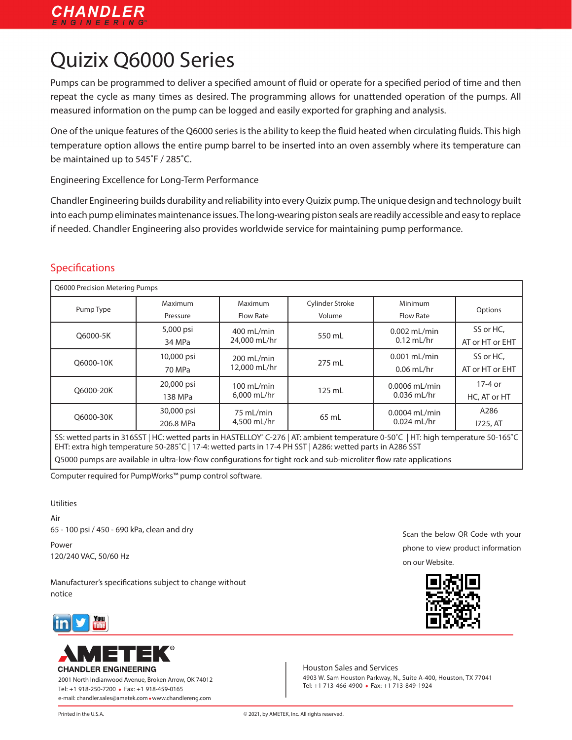# Quizix Q6000 Series

Pumps can be programmed to deliver a specified amount of fluid or operate for a specified period of time and then repeat the cycle as many times as desired. The programming allows for unattended operation of the pumps. All measured information on the pump can be logged and easily exported for graphing and analysis.

One of the unique features of the Q6000 series is the ability to keep the fluid heated when circulating fluids. This high temperature option allows the entire pump barrel to be inserted into an oven assembly where its temperature can be maintained up to 545˚F / 285˚C.

Engineering Excellence for Long-Term Performance

Chandler Engineering builds durability and reliability into every Quizix pump. The unique design and technology built into each pump eliminates maintenance issues. The long-wearing piston seals are readily accessible and easy to replace if needed. Chandler Engineering also provides worldwide service for maintaining pump performance.

## Specifications

| Q6000 Precision Metering Pumps | | | | | |
|---|---|---|---|---|---|
| Pump Type | Maximum Pressure | Maximum Flow Rate | Cylinder Stroke Volume | Minimum Flow Rate | Options |
| Q6000-5K | 5,000 psi 34 MPa | 400 mL/min 24,000 mL/hr | 550 mL | 0.002 mL/min 0.12 mL/hr | SS or HC, AT or HT or EHT |
| Q6000-10K | 10,000 psi 70 MPa | 200 mL/min 12,000 mL/hr | 275 mL | 0.001 mL/min 0.06 mL/hr | SS or HC, AT or HT or EHT |
| Q6000-20K | 20,000 psi 138 MPa | 100 mL/min 6,000 mL/hr | 125 mL | 0.0006 mL/min 0.036 mL/hr | 17-4 or HC, AT or HT |
| Q6000-30K | 30,000 psi 206.8 MPa | 75 mL/min 4,500 mL/hr | 65 mL | 0.0004 mL/min 0.024 mL/hr | A286 I725, AT |

SS: wetted parts in 316SST | HC: wetted parts in HASTELLOY® C-276 | AT: ambient temperature 0-50˚C | HT: high temperature 50-165˚C
EHT: extra high temperature 50-285˚C | 17-4: wetted parts in 17-4 PH SST | A286: wetted parts in A286 SST

Q5000 pumps are available in ultra-low-flow configurations for tight rock and sub-microliter flow rate applications

Computer required for PumpWorks™ pump control software.

Utilities

Air

65 - 100 psi / 450 - 690 kPa, clean and dry

Power

120/240 VAC, 50/60 Hz

Manufacturer's specifications subject to change without notice

Scan the below QR Code wth your phone to view product information on our Website.

AMETEK®

CHANDLER ENGINEERING

2001 North Indianwood Avenue, Broken Arrow, OK 74012

Tel: +1 918-250-7200 ◆ Fax: +1 918-459-0165

e-mail: chandler.sales@ametek.com ◆ www.chandlereng.com

Houston Sales and Services

4903 W. Sam Houston Parkway, N., Suite A-400, Houston, TX 77041

Tel: +1 713-466-4900 ◆ Fax: +1 713-849-1924

Printed in the U.S.A.

© 2021, by AMETEK, Inc. All rights reserved.